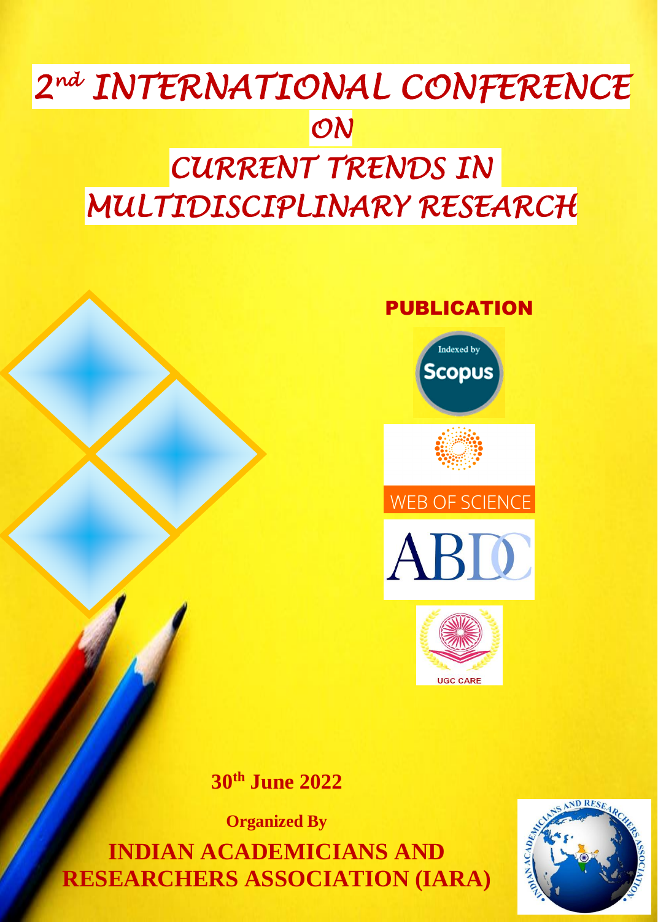# 2nd INTERNATIONAL CONFERENCE ON CURRENT TRENDS IN MULTIDISCIPLINARY RESEARCH

**PUBLICATION**

Indexed by Scopus

WEB OF SCIENCE

ABDC

UGC CARE

**30th June 2022**

**Organized By**

**INDIAN ACADEMICIANS AND RESEARCHERS ASSOCIATION (IARA)**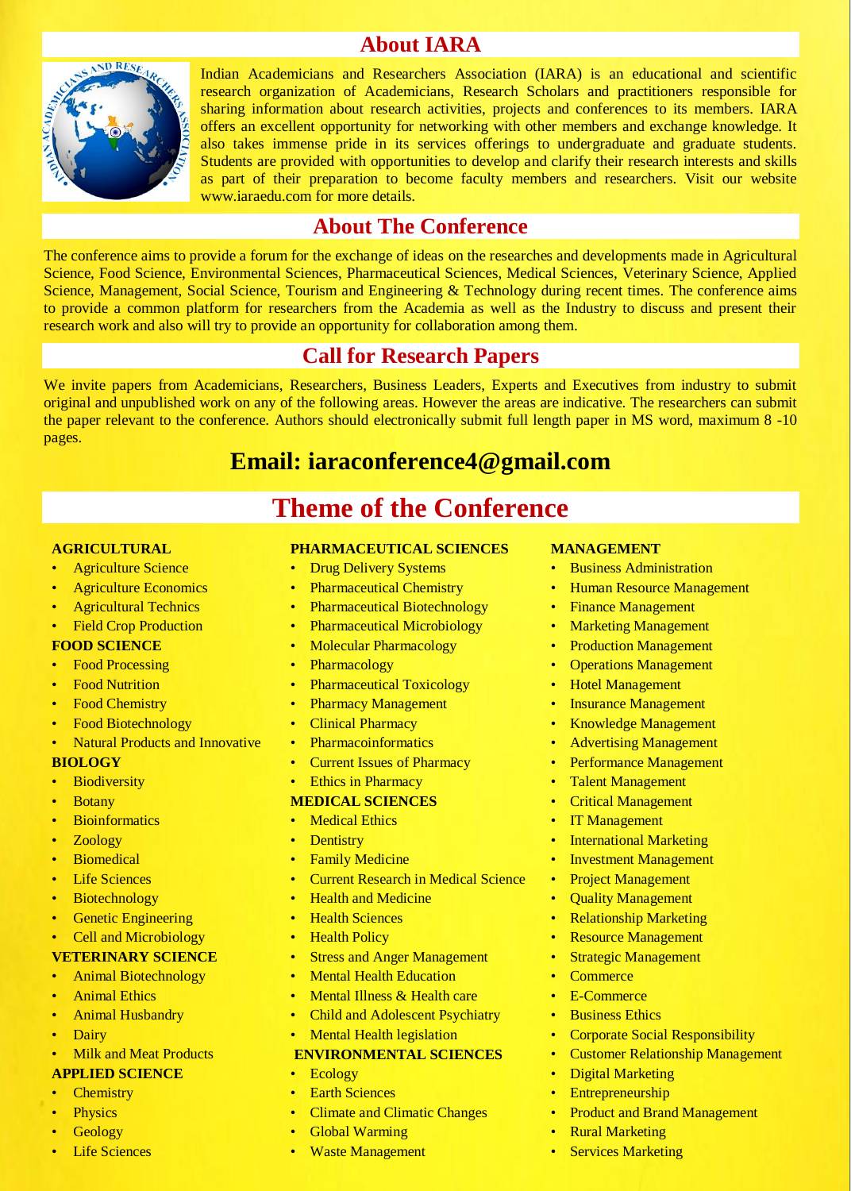## About IARA

Indian Academicians and Researchers Association (IARA) is an educational and scientific research organization of Academicians, Research Scholars and practitioners responsible for sharing information about research activities, projects and conferences to its members. IARA offers an excellent opportunity for networking with other members and exchange knowledge. It also takes immense pride in its services offerings to undergraduate and graduate students. Students are provided with opportunities to develop and clarify their research interests and skills as part of their preparation to become faculty members and researchers. Visit our website www.iaraedu.com for more details.

## About The Conference

The conference aims to provide a forum for the exchange of ideas on the researches and developments made in Agricultural Science, Food Science, Environmental Sciences, Pharmaceutical Sciences, Medical Sciences, Veterinary Science, Applied Science, Management, Social Science, Tourism and Engineering & Technology during recent times. The conference aims to provide a common platform for researchers from the Academia as well as the Industry to discuss and present their research work and also will try to provide an opportunity for collaboration among them.

## Call for Research Papers

We invite papers from Academicians, Researchers, Business Leaders, Experts and Executives from industry to submit original and unpublished work on any of the following areas. However the areas are indicative. The researchers can submit the paper relevant to the conference. Authors should electronically submit full length paper in MS word, maximum 8 -10 pages.

**Email: iaraconference4@gmail.com**

## Theme of the Conference

**AGRICULTURAL**

- Agriculture Science
- Agriculture Economics
- Agricultural Technics
- Field Crop Production

**FOOD SCIENCE**

- Food Processing
- Food Nutrition
- Food Chemistry
- Food Biotechnology
- Natural Products and Innovative

**BIOLOGY**

- Biodiversity
- Botany
- Bioinformatics
- Zoology
- Biomedical
- Life Sciences
- Biotechnology
- Genetic Engineering
- Cell and Microbiology

**VETERINARY SCIENCE**

- Animal Biotechnology
- Animal Ethics
- Animal Husbandry
- Dairy
- Milk and Meat Products

**APPLIED SCIENCE**

- Chemistry
- Physics
- Geology
- Life Sciences

**PHARMACEUTICAL SCIENCES**

- Drug Delivery Systems
- Pharmaceutical Chemistry
- Pharmaceutical Biotechnology
- Pharmaceutical Microbiology
- Molecular Pharmacology
- Pharmacology
- Pharmaceutical Toxicology
- Pharmacy Management
- Clinical Pharmacy
- Pharmacoinformatics
- Current Issues of Pharmacy
- Ethics in Pharmacy

**MEDICAL SCIENCES**

- Medical Ethics
- Dentistry
- Family Medicine
- Current Research in Medical Science
- Health and Medicine
- Health Sciences
- Health Policy
- Stress and Anger Management
- Mental Health Education
- Mental Illness & Health care
- Child and Adolescent Psychiatry
- Mental Health legislation

**ENVIRONMENTAL SCIENCES**

- Ecology
- Earth Sciences
- Climate and Climatic Changes
- Global Warming
- Waste Management

**MANAGEMENT**

- Business Administration
- Human Resource Management
- Finance Management
- Marketing Management
- Production Management
- Operations Management
- Hotel Management
- Insurance Management
- Knowledge Management
- Advertising Management
- Performance Management
- Talent Management
- Critical Management
- IT Management
- International Marketing
- Investment Management
- Project Management
- Quality Management
- Relationship Marketing
- Resource Management
- Strategic Management
- Commerce
- E-Commerce
- Business Ethics
- Corporate Social Responsibility
- Customer Relationship Management
- Digital Marketing
- Entrepreneurship
- Product and Brand Management
- Rural Marketing
- Services Marketing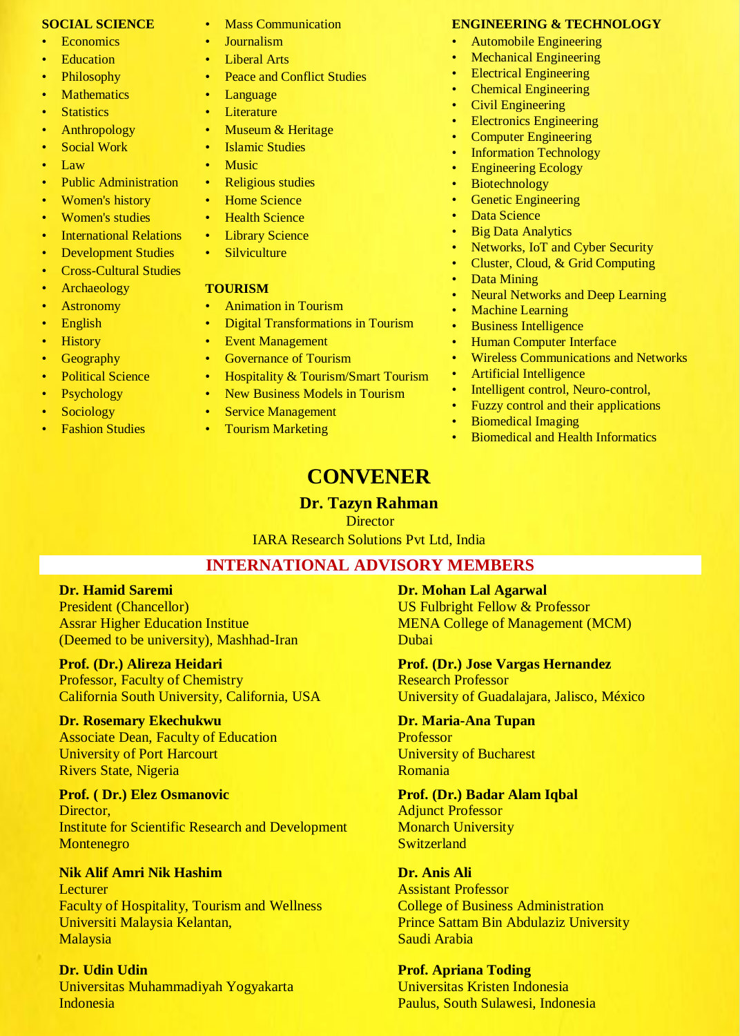**SOCIAL SCIENCE**

- Economics
- Education
- Philosophy
- Mathematics
- Statistics
- Anthropology
- Social Work
- Law
- Public Administration
- Women's history
- Women's studies
- International Relations
- Development Studies
- Cross-Cultural Studies
- Archaeology
- Astronomy
- English
- History
- Geography
- Political Science
- Psychology
- Sociology
- Fashion Studies
- Mass Communication
- Journalism
- Liberal Arts
- Peace and Conflict Studies
- Language
- Literature
- Museum & Heritage
- Islamic Studies
- Music
- Religious studies
- Home Science
- Health Science
- Library Science
- Silviculture

**TOURISM**

- Animation in Tourism
- Digital Transformations in Tourism
- Event Management
- Governance of Tourism
- Hospitality & Tourism/Smart Tourism
- New Business Models in Tourism
- Service Management
- Tourism Marketing

**ENGINEERING & TECHNOLOGY**

- Automobile Engineering
- Mechanical Engineering
- Electrical Engineering
- Chemical Engineering
- Civil Engineering
- Electronics Engineering
- Computer Engineering
- Information Technology
- Engineering Ecology
- Biotechnology
- Genetic Engineering
- Data Science
- Big Data Analytics
- Networks, IoT and Cyber Security
- Cluster, Cloud, & Grid Computing
- Data Mining
- Neural Networks and Deep Learning
- Machine Learning
- Business Intelligence
- Human Computer Interface
- Wireless Communications and Networks
- Artificial Intelligence
- Intelligent control, Neuro-control,
- Fuzzy control and their applications
- Biomedical Imaging
- Biomedical and Health Informatics

# CONVENER

**Dr. Tazyn Rahman**
Director
IARA Research Solutions Pvt Ltd, India

## INTERNATIONAL ADVISORY MEMBERS

**Dr. Hamid Saremi**
President (Chancellor)
Assrar Higher Education Institue
(Deemed to be university), Mashhad-Iran

**Prof. (Dr.) Alireza Heidari**
Professor, Faculty of Chemistry
California South University, California, USA

**Dr. Rosemary Ekechukwu**
Associate Dean, Faculty of Education
University of Port Harcourt
Rivers State, Nigeria

**Prof. ( Dr.) Elez Osmanovic**
Director,
Institute for Scientific Research and Development
Montenegro

**Nik Alif Amri Nik Hashim**
Lecturer
Faculty of Hospitality, Tourism and Wellness
Universiti Malaysia Kelantan,
Malaysia

**Dr. Udin Udin**
Universitas Muhammadiyah Yogyakarta
Indonesia

**Dr. Mohan Lal Agarwal**
US Fulbright Fellow & Professor
MENA College of Management (MCM)
Dubai

**Prof. (Dr.) Jose Vargas Hernandez**
Research Professor
University of Guadalajara, Jalisco, México

**Dr. Maria-Ana Tupan**
Professor
University of Bucharest
Romania

**Prof. (Dr.) Badar Alam Iqbal**
Adjunct Professor
Monarch University
Switzerland

**Dr. Anis Ali**
Assistant Professor
College of Business Administration
Prince Sattam Bin Abdulaziz University
Saudi Arabia

**Prof. Apriana Toding**
Universitas Kristen Indonesia
Paulus, South Sulawesi, Indonesia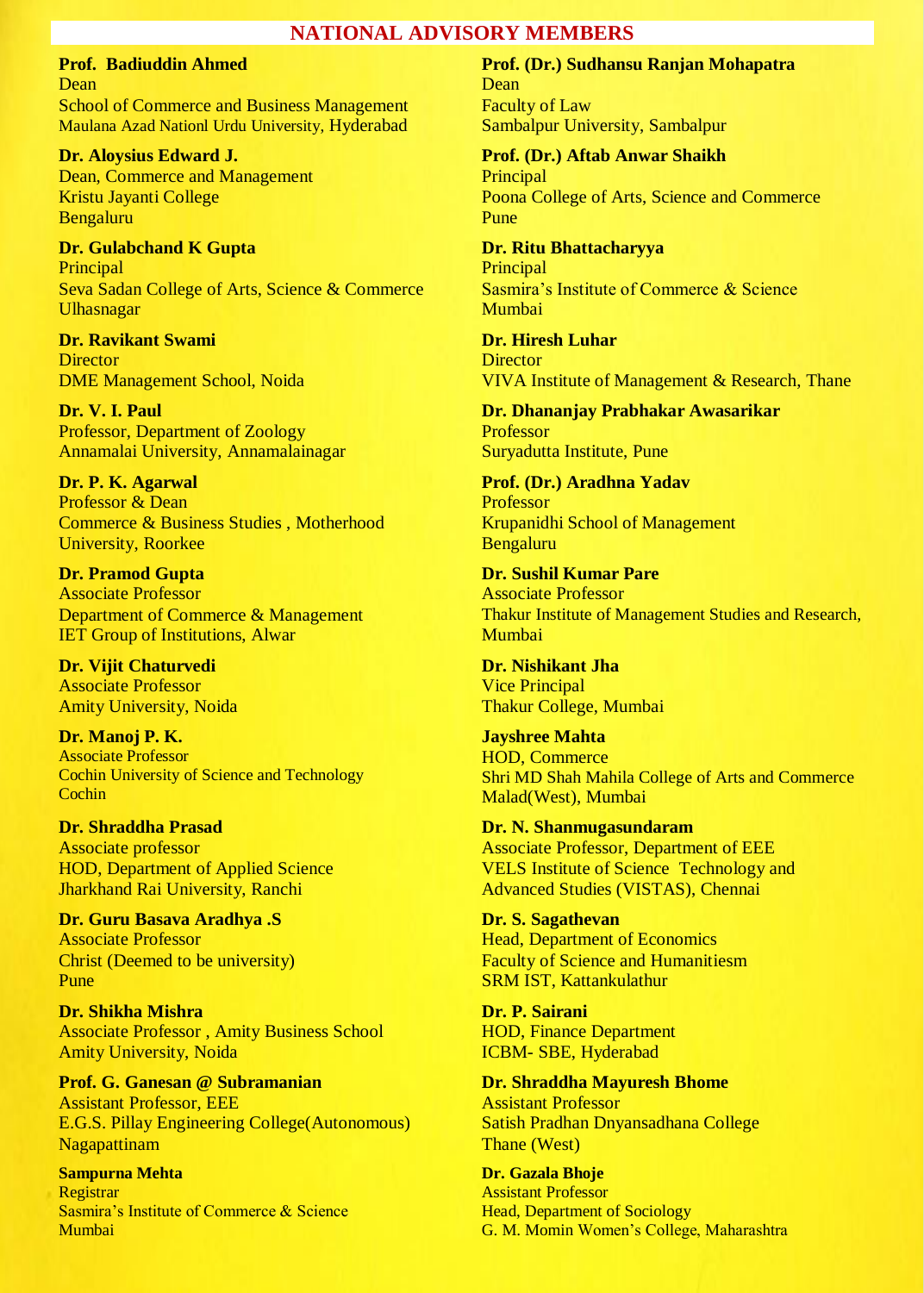## NATIONAL ADVISORY MEMBERS

**Prof. Badiuddin Ahmed**
Dean
School of Commerce and Business Management
Maulana Azad Nationl Urdu University, Hyderabad

**Dr. Aloysius Edward J.**
Dean, Commerce and Management
Kristu Jayanti College
Bengaluru

**Dr. Gulabchand K Gupta**
Principal
Seva Sadan College of Arts, Science & Commerce
Ulhasnagar

**Dr. Ravikant Swami**
Director
DME Management School, Noida

**Dr. V. I. Paul**
Professor, Department of Zoology
Annamalai University, Annamalainagar

**Dr. P. K. Agarwal**
Professor & Dean
Commerce & Business Studies , Motherhood
University, Roorkee

**Dr. Pramod Gupta**
Associate Professor
Department of Commerce & Management
IET Group of Institutions, Alwar

**Dr. Vijit Chaturvedi**
Associate Professor
Amity University, Noida

**Dr. Manoj P. K.**
Associate Professor
Cochin University of Science and Technology
Cochin

**Dr. Shraddha Prasad**
Associate professor
HOD, Department of Applied Science
Jharkhand Rai University, Ranchi

**Dr. Guru Basava Aradhya .S**
Associate Professor
Christ (Deemed to be university)
Pune

**Dr. Shikha Mishra**
Associate Professor , Amity Business School
Amity University, Noida

**Prof. G. Ganesan @ Subramanian**
Assistant Professor, EEE
E.G.S. Pillay Engineering College(Autonomous)
Nagapattinam

**Sampurna Mehta**
Registrar
Sasmira's Institute of Commerce & Science
Mumbai

**Prof. (Dr.) Sudhansu Ranjan Mohapatra**
Dean
Faculty of Law
Sambalpur University, Sambalpur

**Prof. (Dr.) Aftab Anwar Shaikh**
Principal
Poona College of Arts, Science and Commerce
Pune

**Dr. Ritu Bhattacharyya**
Principal
Sasmira's Institute of Commerce & Science
Mumbai

**Dr. Hiresh Luhar**
Director
VIVA Institute of Management & Research, Thane

**Dr. Dhananjay Prabhakar Awasarikar**
Professor
Suryadutta Institute, Pune

**Prof. (Dr.) Aradhna Yadav**
Professor
Krupanidhi School of Management
Bengaluru

**Dr. Sushil Kumar Pare**
Associate Professor
Thakur Institute of Management Studies and Research,
Mumbai

**Dr. Nishikant Jha**
Vice Principal
Thakur College, Mumbai

**Jayshree Mahta**
HOD, Commerce
Shri MD Shah Mahila College of Arts and Commerce
Malad(West), Mumbai

**Dr. N. Shanmugasundaram**
Associate Professor, Department of EEE
VELS Institute of Science Technology and
Advanced Studies (VISTAS), Chennai

**Dr. S. Sagathevan**
Head, Department of Economics
Faculty of Science and Humanitiesm
SRM IST, Kattankulathur

**Dr. P. Sairani**
HOD, Finance Department
ICBM- SBE, Hyderabad

**Dr. Shraddha Mayuresh Bhome**
Assistant Professor
Satish Pradhan Dnyansadhana College
Thane (West)

**Dr. Gazala Bhoje**
Assistant Professor
Head, Department of Sociology
G. M. Momin Women's College, Maharashtra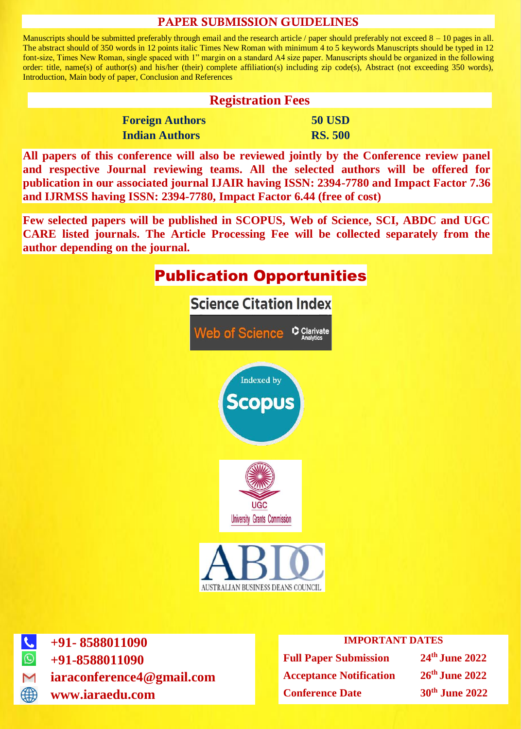## PAPER SUBMISSION GUIDELINES

Manuscripts should be submitted preferably through email and the research article / paper should preferably not exceed 8 – 10 pages in all. The abstract should of 350 words in 12 points italic Times New Roman with minimum 4 to 5 keywords Manuscripts should be typed in 12 font-size, Times New Roman, single spaced with 1" margin on a standard A4 size paper. Manuscripts should be organized in the following order: title, name(s) of author(s) and his/her (their) complete affiliation(s) including zip code(s), Abstract (not exceeding 350 words), Introduction, Main body of paper, Conclusion and References

## Registration Fees

| | |
|---|---|
| **Foreign Authors** | **50 USD** |
| **Indian Authors** | **RS. 500** |

**All papers of this conference will also be reviewed jointly by the Conference review panel and respective Journal reviewing teams. All the selected authors will be offered for publication in our associated journal IJAIR having ISSN: 2394-7780 and Impact Factor 7.36 and IJRMSS having ISSN: 2394-7780, Impact Factor 6.44 (free of cost)**

**Few selected papers will be published in SCOPUS, Web of Science, SCI, ABDC and UGC CARE listed journals. The Article Processing Fee will be collected separately from the author depending on the journal.**

## Publication Opportunities

Science Citation Index

Web of Science Clarivate Analytics

Indexed by Scopus

UGC University Grants Commission

ABDC AUSTRALIAN BUSINESS DEANS COUNCIL

**+91- 8588011090**

**+91-8588011090**

**iaraconference4@gmail.com**

**www.iaraedu.com**

### IMPORTANT DATES

| | |
|---|---|
| **Full Paper Submission** | **24th June 2022** |
| **Acceptance Notification** | **26th June 2022** |
| **Conference Date** | **30th June 2022** |